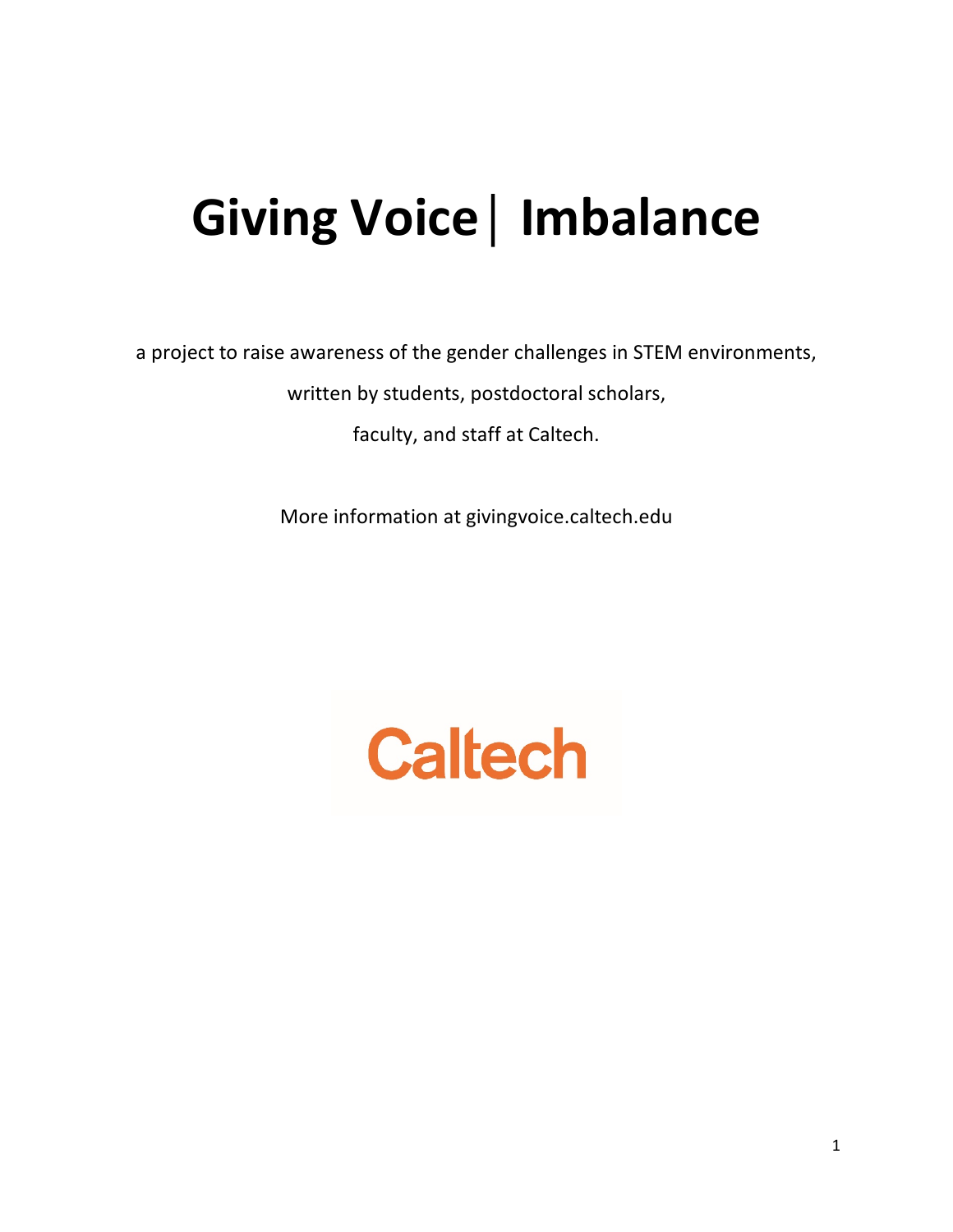# Giving Voice | Imbalance

a project to raise awareness of the gender challenges in STEM environments,

written by students, postdoctoral scholars,

faculty, and staff at Caltech.

More information at givingvoice.caltech.edu

Caltech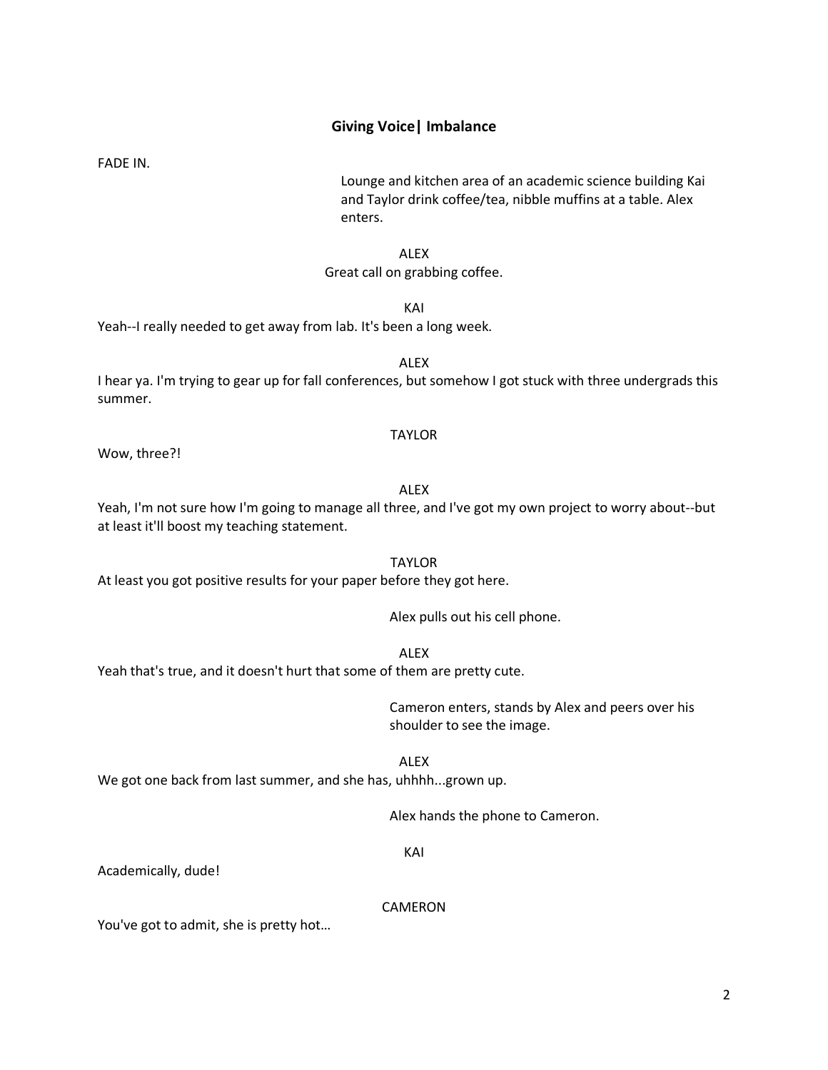## Giving Voice| Imbalance

FADE IN.

Lounge and kitchen area of an academic science building Kai and Taylor drink coffee/tea, nibble muffins at a table. Alex enters.

ALEX

Great call on grabbing coffee.

KAI

Yeah--I really needed to get away from lab. It's been a long week.

ALEX

I hear ya. I'm trying to gear up for fall conferences, but somehow I got stuck with three undergrads this summer.

TAYLOR

Wow, three?!

ALEX

Yeah, I'm not sure how I'm going to manage all three, and I've got my own project to worry about--but at least it'll boost my teaching statement.

TAYLOR

At least you got positive results for your paper before they got here.

Alex pulls out his cell phone.

ALEX

Yeah that's true, and it doesn't hurt that some of them are pretty cute.

Cameron enters, stands by Alex and peers over his shoulder to see the image.

ALEX

We got one back from last summer, and she has, uhhhh...grown up.

Alex hands the phone to Cameron.

KAI

Academically, dude!

CAMERON

You've got to admit, she is pretty hot…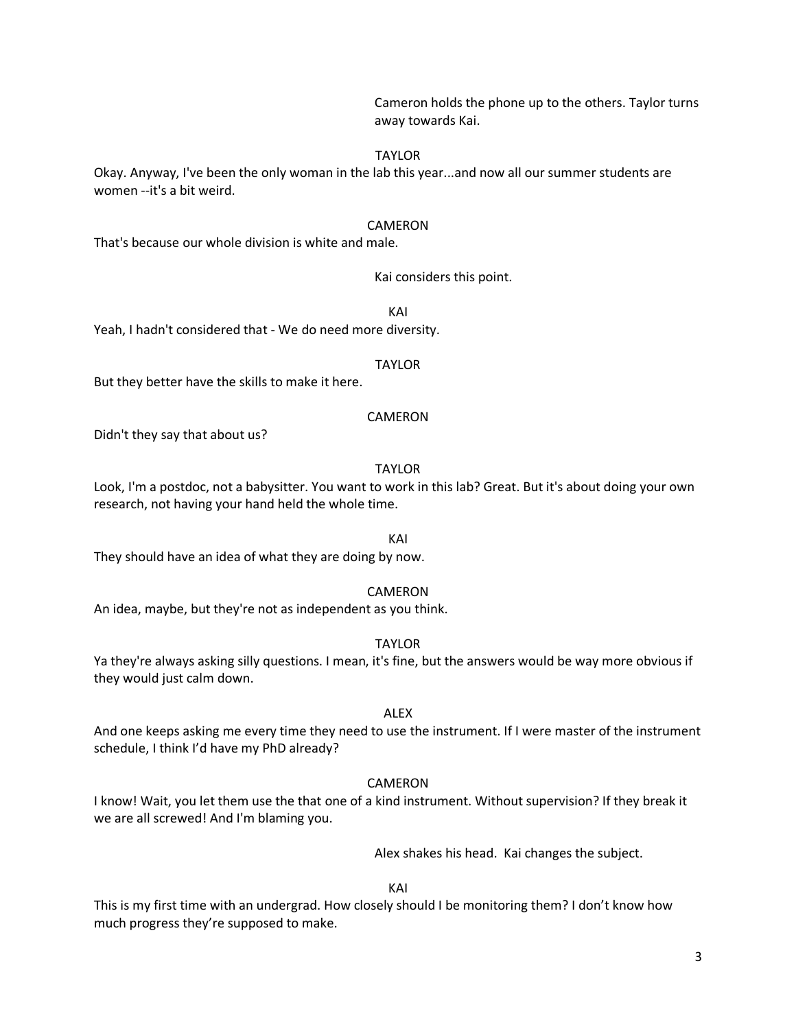Cameron holds the phone up to the others. Taylor turns away towards Kai.

TAYLOR

Okay. Anyway, I've been the only woman in the lab this year...and now all our summer students are women --it's a bit weird.

CAMERON

That's because our whole division is white and male.

Kai considers this point.

KAI

Yeah, I hadn't considered that - We do need more diversity.

TAYLOR

But they better have the skills to make it here.

CAMERON

Didn't they say that about us?

TAYLOR

Look, I'm a postdoc, not a babysitter. You want to work in this lab? Great. But it's about doing your own research, not having your hand held the whole time.

KAI

They should have an idea of what they are doing by now.

CAMERON

An idea, maybe, but they're not as independent as you think.

TAYLOR

Ya they're always asking silly questions. I mean, it's fine, but the answers would be way more obvious if they would just calm down.

ALEX

And one keeps asking me every time they need to use the instrument. If I were master of the instrument schedule, I think I'd have my PhD already?

CAMERON

I know! Wait, you let them use the that one of a kind instrument. Without supervision? If they break it we are all screwed! And I'm blaming you.

Alex shakes his head. Kai changes the subject.

KAI

This is my first time with an undergrad. How closely should I be monitoring them? I don't know how much progress they're supposed to make.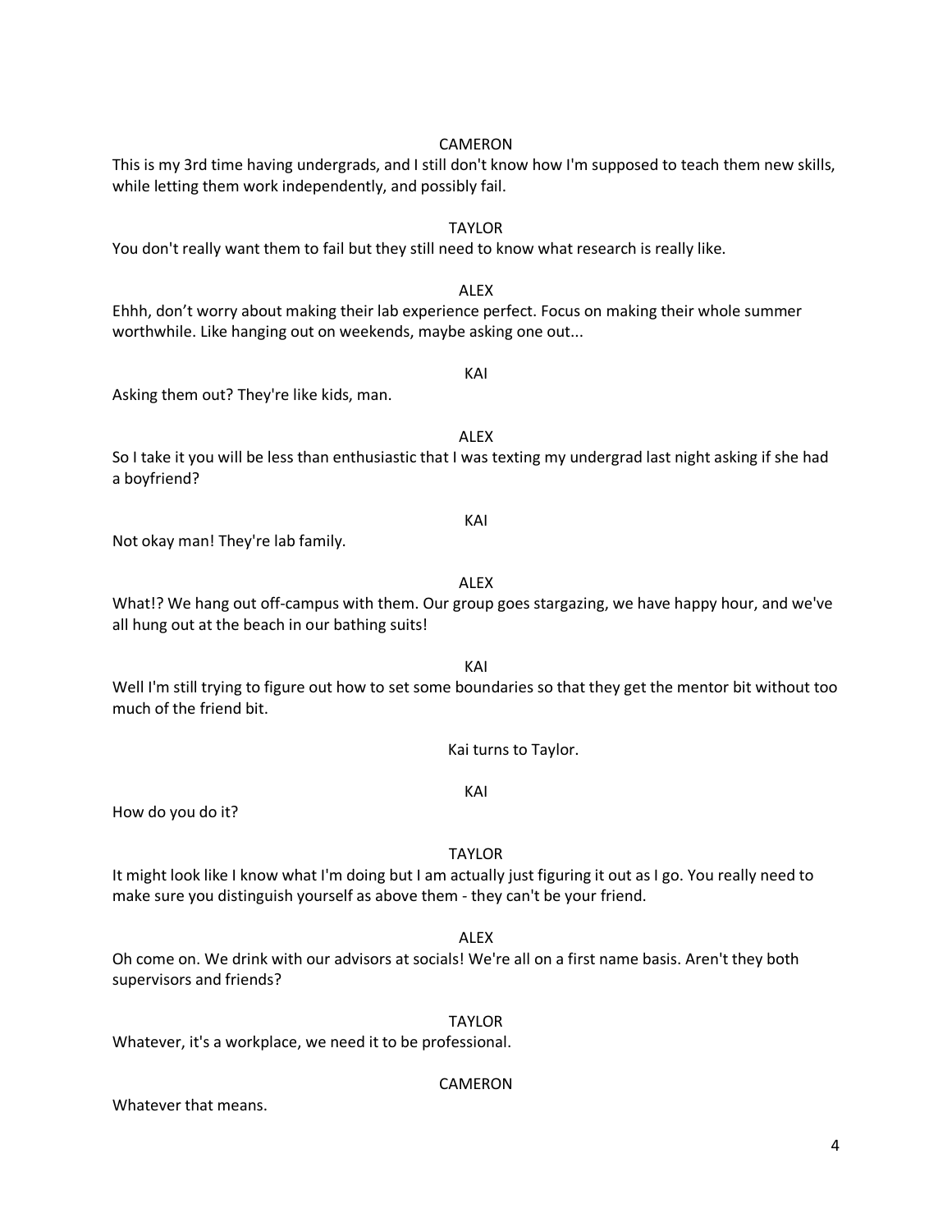CAMERON

This is my 3rd time having undergrads, and I still don't know how I'm supposed to teach them new skills, while letting them work independently, and possibly fail.

TAYLOR

You don't really want them to fail but they still need to know what research is really like.

ALEX

Ehhh, don't worry about making their lab experience perfect. Focus on making their whole summer worthwhile. Like hanging out on weekends, maybe asking one out...

KAI

Asking them out? They're like kids, man.

ALEX

So I take it you will be less than enthusiastic that I was texting my undergrad last night asking if she had a boyfriend?

KAI

Not okay man! They're lab family.

ALEX

What!? We hang out off-campus with them. Our group goes stargazing, we have happy hour, and we've all hung out at the beach in our bathing suits!

KAI

Well I'm still trying to figure out how to set some boundaries so that they get the mentor bit without too much of the friend bit.

*Kai turns to Taylor.*

KAI

How do you do it?

TAYLOR

It might look like I know what I'm doing but I am actually just figuring it out as I go. You really need to make sure you distinguish yourself as above them - they can't be your friend.

ALEX

Oh come on. We drink with our advisors at socials! We're all on a first name basis. Aren't they both supervisors and friends?

TAYLOR

Whatever, it's a workplace, we need it to be professional.

CAMERON

Whatever that means.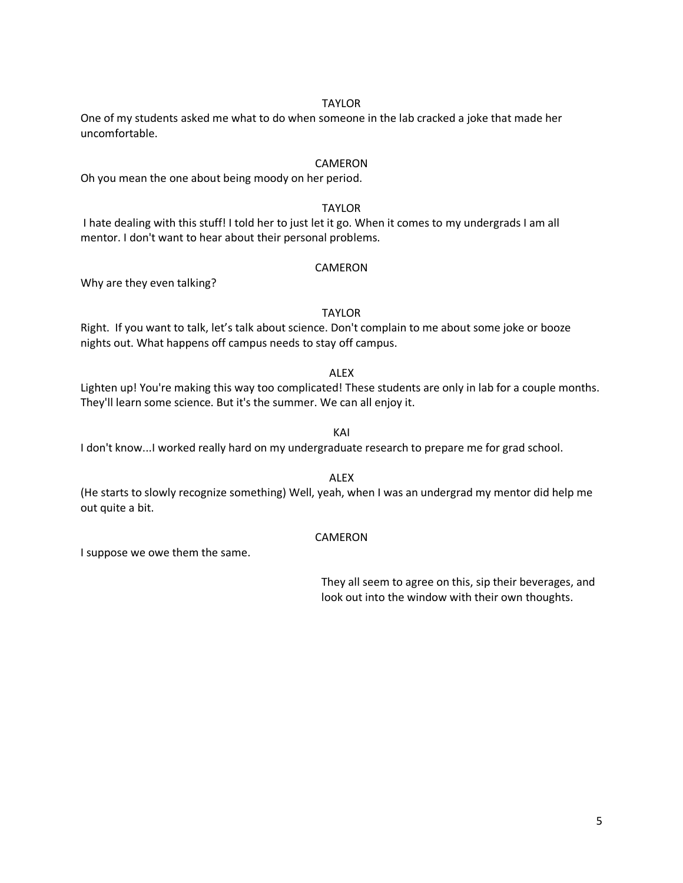TAYLOR

One of my students asked me what to do when someone in the lab cracked a joke that made her uncomfortable.

CAMERON

Oh you mean the one about being moody on her period.

TAYLOR

I hate dealing with this stuff! I told her to just let it go. When it comes to my undergrads I am all mentor. I don't want to hear about their personal problems.

CAMERON

Why are they even talking?

TAYLOR

Right. If you want to talk, let's talk about science. Don't complain to me about some joke or booze nights out. What happens off campus needs to stay off campus.

ALEX

Lighten up! You're making this way too complicated! These students are only in lab for a couple months. They'll learn some science. But it's the summer. We can all enjoy it.

KAI

I don't know...I worked really hard on my undergraduate research to prepare me for grad school.

ALEX

(He starts to slowly recognize something) Well, yeah, when I was an undergrad my mentor did help me out quite a bit.

CAMERON

I suppose we owe them the same.

They all seem to agree on this, sip their beverages, and look out into the window with their own thoughts.